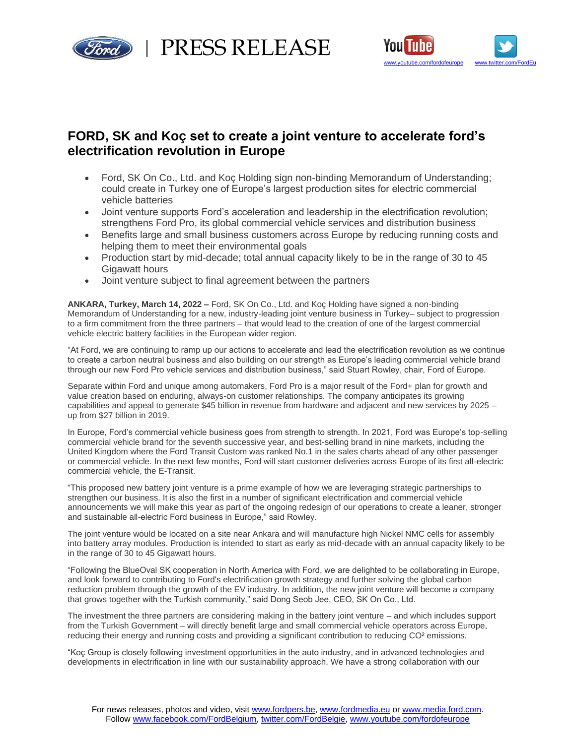# FORD, SK and Koç set to create a joint venture to accelerate ford's electrification revolution in Europe

- Ford, SK On Co., Ltd. and Koç Holding sign non-binding Memorandum of Understanding; could create in Turkey one of Europe's largest production sites for electric commercial vehicle batteries
- Joint venture supports Ford's acceleration and leadership in the electrification revolution; strengthens Ford Pro, its global commercial vehicle services and distribution business
- Benefits large and small business customers across Europe by reducing running costs and helping them to meet their environmental goals
- Production start by mid-decade; total annual capacity likely to be in the range of 30 to 45 Gigawatt hours
- Joint venture subject to final agreement between the partners

**ANKARA, Turkey, March 14, 2022 –** Ford, SK On Co., Ltd. and Koç Holding have signed a non-binding Memorandum of Understanding for a new, industry-leading joint venture business in Turkey– subject to progression to a firm commitment from the three partners – that would lead to the creation of one of the largest commercial vehicle electric battery facilities in the European wider region.

"At Ford, we are continuing to ramp up our actions to accelerate and lead the electrification revolution as we continue to create a carbon neutral business and also building on our strength as Europe's leading commercial vehicle brand through our new Ford Pro vehicle services and distribution business," said Stuart Rowley, chair, Ford of Europe.

Separate within Ford and unique among automakers, Ford Pro is a major result of the Ford+ plan for growth and value creation based on enduring, always-on customer relationships. The company anticipates its growing capabilities and appeal to generate $45 billion in revenue from hardware and adjacent and new services by 2025 – up from $27 billion in 2019.

In Europe, Ford's commercial vehicle business goes from strength to strength. In 2021, Ford was Europe's top-selling commercial vehicle brand for the seventh successive year, and best-selling brand in nine markets, including the United Kingdom where the Ford Transit Custom was ranked No.1 in the sales charts ahead of any other passenger or commercial vehicle. In the next few months, Ford will start customer deliveries across Europe of its first all-electric commercial vehicle, the E-Transit.

"This proposed new battery joint venture is a prime example of how we are leveraging strategic partnerships to strengthen our business. It is also the first in a number of significant electrification and commercial vehicle announcements we will make this year as part of the ongoing redesign of our operations to create a leaner, stronger and sustainable all-electric Ford business in Europe," said Rowley.

The joint venture would be located on a site near Ankara and will manufacture high Nickel NMC cells for assembly into battery array modules. Production is intended to start as early as mid-decade with an annual capacity likely to be in the range of 30 to 45 Gigawatt hours.

"Following the BlueOval SK cooperation in North America with Ford, we are delighted to be collaborating in Europe, and look forward to contributing to Ford's electrification growth strategy and further solving the global carbon reduction problem through the growth of the EV industry. In addition, the new joint venture will become a company that grows together with the Turkish community," said Dong Seob Jee, CEO, SK On Co., Ltd.

The investment the three partners are considering making in the battery joint venture – and which includes support from the Turkish Government – will directly benefit large and small commercial vehicle operators across Europe, reducing their energy and running costs and providing a significant contribution to reducing $CO^2$ emissions.

"Koç Group is closely following investment opportunities in the auto industry, and in advanced technologies and developments in electrification in line with our sustainability approach. We have a strong collaboration with our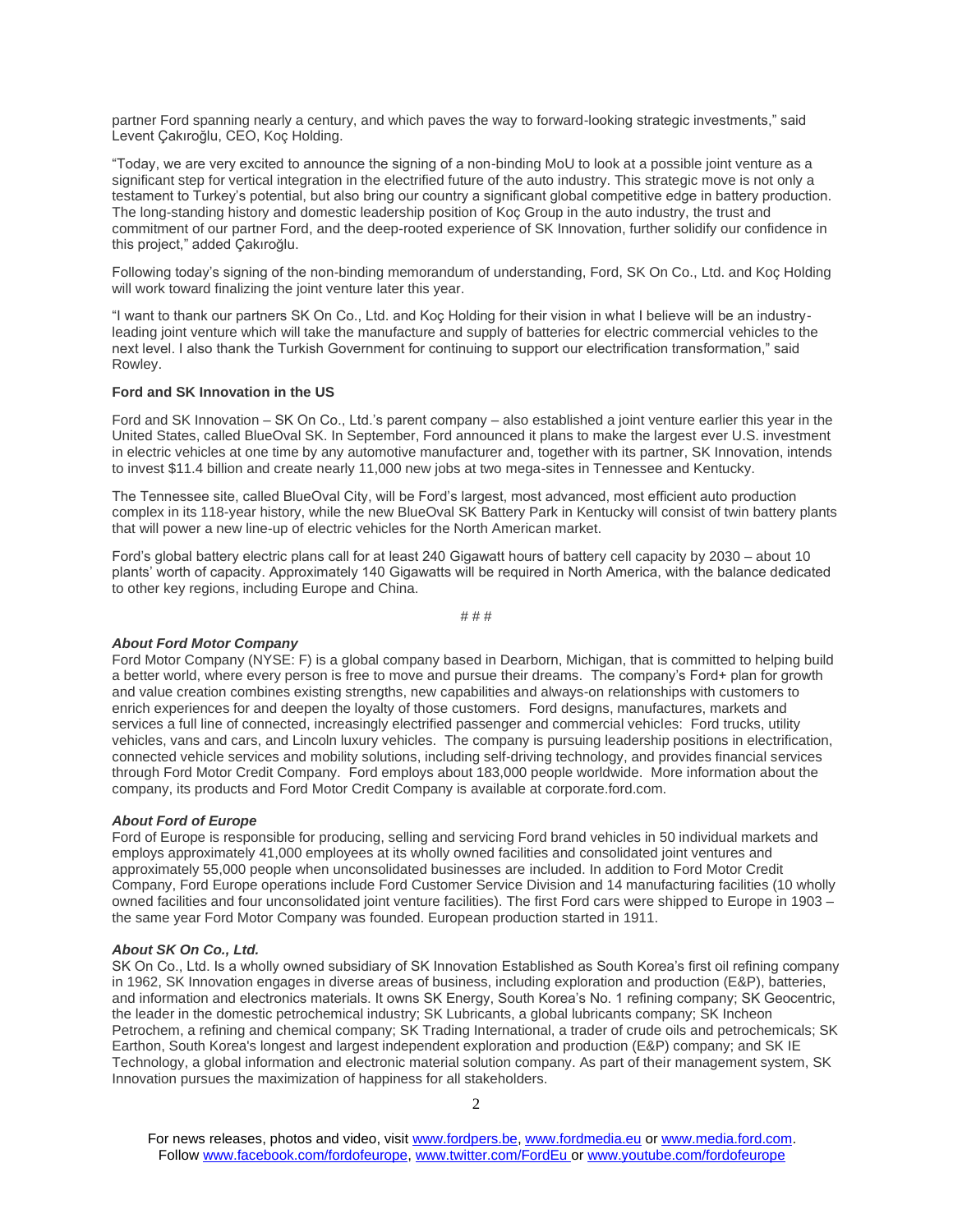partner Ford spanning nearly a century, and which paves the way to forward-looking strategic investments," said Levent Çakıroğlu, CEO, Koç Holding.

"Today, we are very excited to announce the signing of a non-binding MoU to look at a possible joint venture as a significant step for vertical integration in the electrified future of the auto industry. This strategic move is not only a testament to Turkey's potential, but also bring our country a significant global competitive edge in battery production. The long-standing history and domestic leadership position of Koç Group in the auto industry, the trust and commitment of our partner Ford, and the deep-rooted experience of SK Innovation, further solidify our confidence in this project," added Çakıroğlu.

Following today's signing of the non-binding memorandum of understanding, Ford, SK On Co., Ltd. and Koç Holding will work toward finalizing the joint venture later this year.

"I want to thank our partners SK On Co., Ltd. and Koç Holding for their vision in what I believe will be an industry-leading joint venture which will take the manufacture and supply of batteries for electric commercial vehicles to the next level. I also thank the Turkish Government for continuing to support our electrification transformation," said Rowley.

**Ford and SK Innovation in the US**

Ford and SK Innovation – SK On Co., Ltd.'s parent company – also established a joint venture earlier this year in the United States, called BlueOval SK. In September, Ford announced it plans to make the largest ever U.S. investment in electric vehicles at one time by any automotive manufacturer and, together with its partner, SK Innovation, intends to invest $11.4 billion and create nearly 11,000 new jobs at two mega-sites in Tennessee and Kentucky.

The Tennessee site, called BlueOval City, will be Ford's largest, most advanced, most efficient auto production complex in its 118-year history, while the new BlueOval SK Battery Park in Kentucky will consist of twin battery plants that will power a new line-up of electric vehicles for the North American market.

Ford's global battery electric plans call for at least 240 Gigawatt hours of battery cell capacity by 2030 – about 10 plants' worth of capacity. Approximately 140 Gigawatts will be required in North America, with the balance dedicated to other key regions, including Europe and China.

# # #

***About Ford Motor Company***
Ford Motor Company (NYSE: F) is a global company based in Dearborn, Michigan, that is committed to helping build a better world, where every person is free to move and pursue their dreams. The company's Ford+ plan for growth and value creation combines existing strengths, new capabilities and always-on relationships with customers to enrich experiences for and deepen the loyalty of those customers. Ford designs, manufactures, markets and services a full line of connected, increasingly electrified passenger and commercial vehicles: Ford trucks, utility vehicles, vans and cars, and Lincoln luxury vehicles. The company is pursuing leadership positions in electrification, connected vehicle services and mobility solutions, including self-driving technology, and provides financial services through Ford Motor Credit Company. Ford employs about 183,000 people worldwide. More information about the company, its products and Ford Motor Credit Company is available at corporate.ford.com.

***About Ford of Europe***
Ford of Europe is responsible for producing, selling and servicing Ford brand vehicles in 50 individual markets and employs approximately 41,000 employees at its wholly owned facilities and consolidated joint ventures and approximately 55,000 people when unconsolidated businesses are included. In addition to Ford Motor Credit Company, Ford Europe operations include Ford Customer Service Division and 14 manufacturing facilities (10 wholly owned facilities and four unconsolidated joint venture facilities). The first Ford cars were shipped to Europe in 1903 – the same year Ford Motor Company was founded. European production started in 1911.

***About SK On Co., Ltd.***
SK On Co., Ltd. Is a wholly owned subsidiary of SK Innovation Established as South Korea's first oil refining company in 1962, SK Innovation engages in diverse areas of business, including exploration and production (E&P), batteries, and information and electronics materials. It owns SK Energy, South Korea's No. 1 refining company; SK Geocentric, the leader in the domestic petrochemical industry; SK Lubricants, a global lubricants company; SK Incheon Petrochem, a refining and chemical company; SK Trading International, a trader of crude oils and petrochemicals; SK Earthon, South Korea's longest and largest independent exploration and production (E&P) company; and SK IE Technology, a global information and electronic material solution company. As part of their management system, SK Innovation pursues the maximization of happiness for all stakeholders.

For news releases, photos and video, visit www.fordpers.be, www.fordmedia.eu or www.media.ford.com.
Follow www.facebook.com/fordofeurope, www.twitter.com/FordEu or www.youtube.com/fordofeurope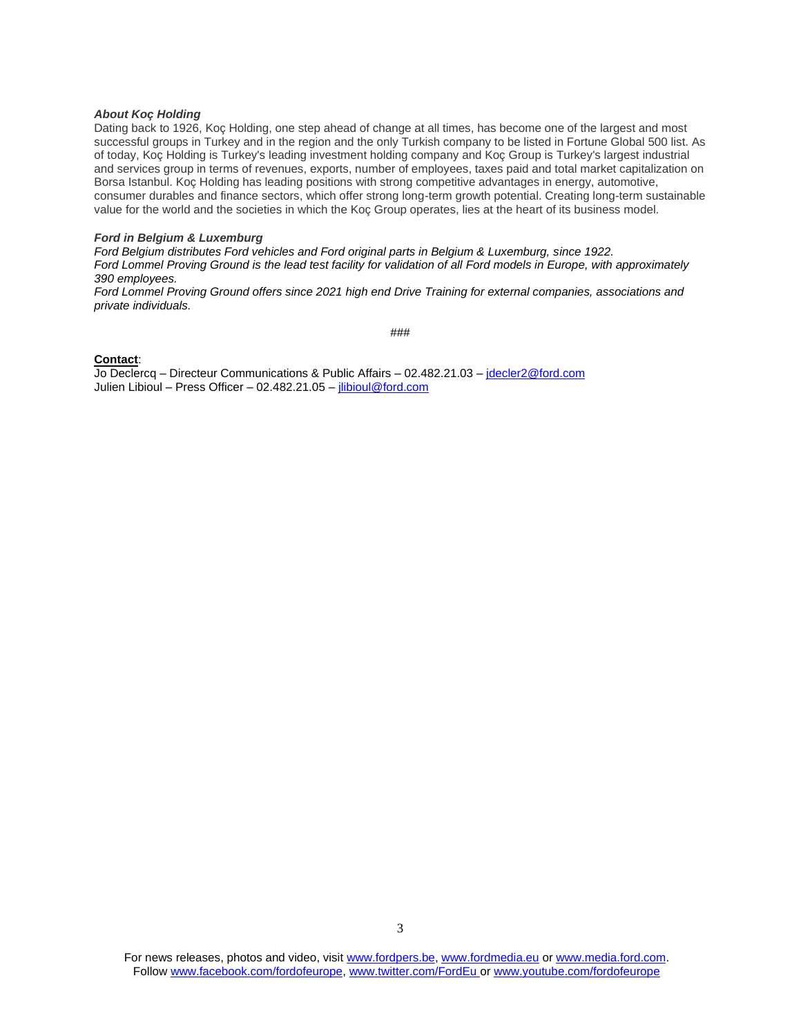***About Koç Holding***

Dating back to 1926, Koç Holding, one step ahead of change at all times, has become one of the largest and most successful groups in Turkey and in the region and the only Turkish company to be listed in Fortune Global 500 list. As of today, Koç Holding is Turkey's leading investment holding company and Koç Group is Turkey's largest industrial and services group in terms of revenues, exports, number of employees, taxes paid and total market capitalization on Borsa Istanbul. Koç Holding has leading positions with strong competitive advantages in energy, automotive, consumer durables and finance sectors, which offer strong long-term growth potential. Creating long-term sustainable value for the world and the societies in which the Koç Group operates, lies at the heart of its business model.

***Ford in Belgium & Luxemburg***

*Ford Belgium distributes Ford vehicles and Ford original parts in Belgium & Luxemburg, since 1922.*
*Ford Lommel Proving Ground is the lead test facility for validation of all Ford models in Europe, with approximately 390 employees.*
*Ford Lommel Proving Ground offers since 2021 high end Drive Training for external companies, associations and private individuals.*

###

**Contact**:
Jo Declercq – Directeur Communications & Public Affairs – 02.482.21.03 – jdecler2@ford.com
Julien Libioul – Press Officer – 02.482.21.05 – jlibioul@ford.com

For news releases, photos and video, visit www.fordpers.be, www.fordmedia.eu or www.media.ford.com.
Follow www.facebook.com/fordofeurope, www.twitter.com/FordEu or www.youtube.com/fordofeurope